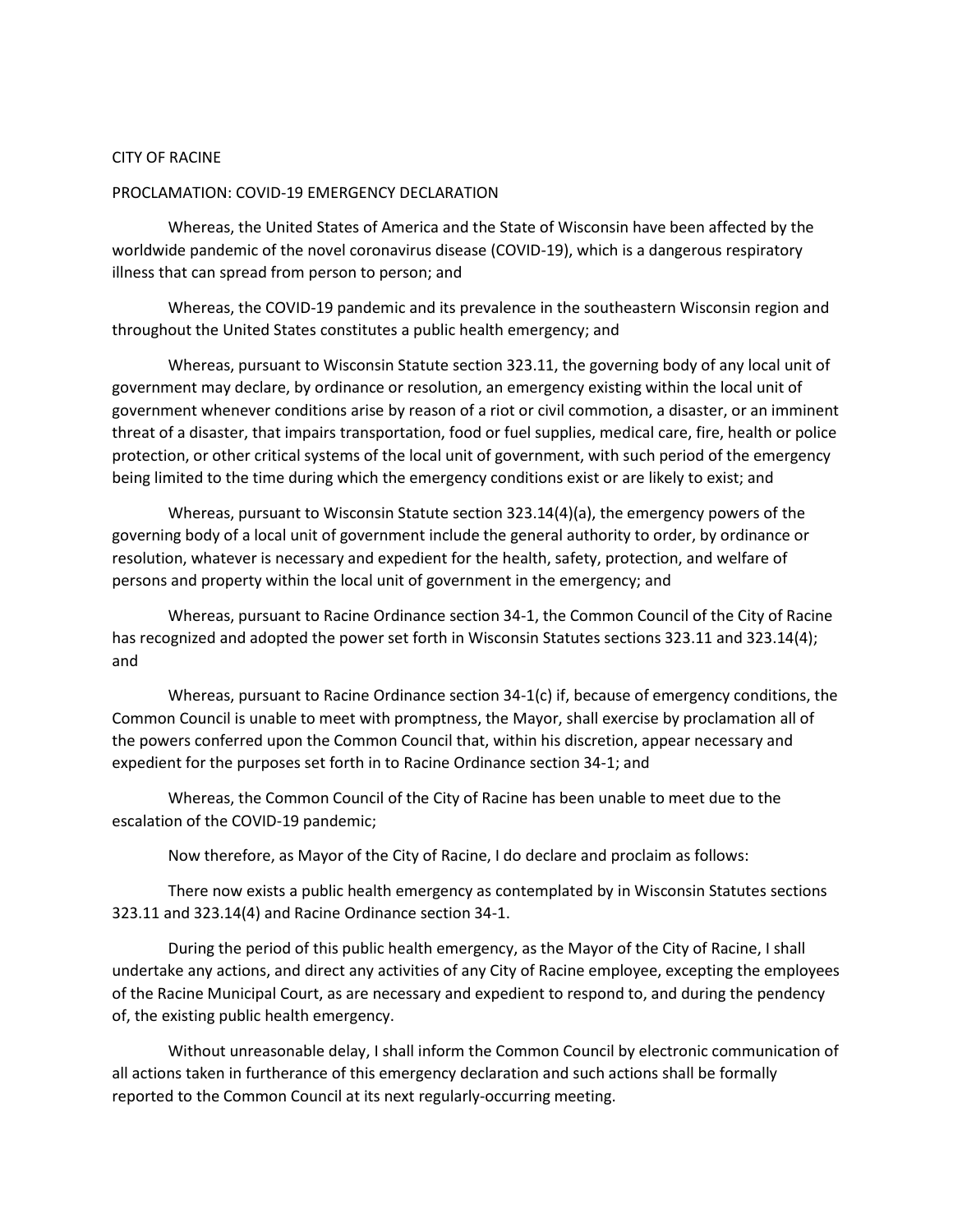CITY OF RACINE

PROCLAMATION: COVID-19 EMERGENCY DECLARATION

Whereas, the United States of America and the State of Wisconsin have been affected by the worldwide pandemic of the novel coronavirus disease (COVID-19), which is a dangerous respiratory illness that can spread from person to person; and

Whereas, the COVID-19 pandemic and its prevalence in the southeastern Wisconsin region and throughout the United States constitutes a public health emergency; and

Whereas, pursuant to Wisconsin Statute section 323.11, the governing body of any local unit of government may declare, by ordinance or resolution, an emergency existing within the local unit of government whenever conditions arise by reason of a riot or civil commotion, a disaster, or an imminent threat of a disaster, that impairs transportation, food or fuel supplies, medical care, fire, health or police protection, or other critical systems of the local unit of government, with such period of the emergency being limited to the time during which the emergency conditions exist or are likely to exist; and

Whereas, pursuant to Wisconsin Statute section 323.14(4)(a), the emergency powers of the governing body of a local unit of government include the general authority to order, by ordinance or resolution, whatever is necessary and expedient for the health, safety, protection, and welfare of persons and property within the local unit of government in the emergency; and

Whereas, pursuant to Racine Ordinance section 34-1, the Common Council of the City of Racine has recognized and adopted the power set forth in Wisconsin Statutes sections 323.11 and 323.14(4); and

Whereas, pursuant to Racine Ordinance section 34-1(c) if, because of emergency conditions, the Common Council is unable to meet with promptness, the Mayor, shall exercise by proclamation all of the powers conferred upon the Common Council that, within his discretion, appear necessary and expedient for the purposes set forth in to Racine Ordinance section 34-1; and

Whereas, the Common Council of the City of Racine has been unable to meet due to the escalation of the COVID-19 pandemic;

Now therefore, as Mayor of the City of Racine, I do declare and proclaim as follows:

There now exists a public health emergency as contemplated by in Wisconsin Statutes sections 323.11 and 323.14(4) and Racine Ordinance section 34-1.

During the period of this public health emergency, as the Mayor of the City of Racine, I shall undertake any actions, and direct any activities of any City of Racine employee, excepting the employees of the Racine Municipal Court, as are necessary and expedient to respond to, and during the pendency of, the existing public health emergency.

Without unreasonable delay, I shall inform the Common Council by electronic communication of all actions taken in furtherance of this emergency declaration and such actions shall be formally reported to the Common Council at its next regularly-occurring meeting.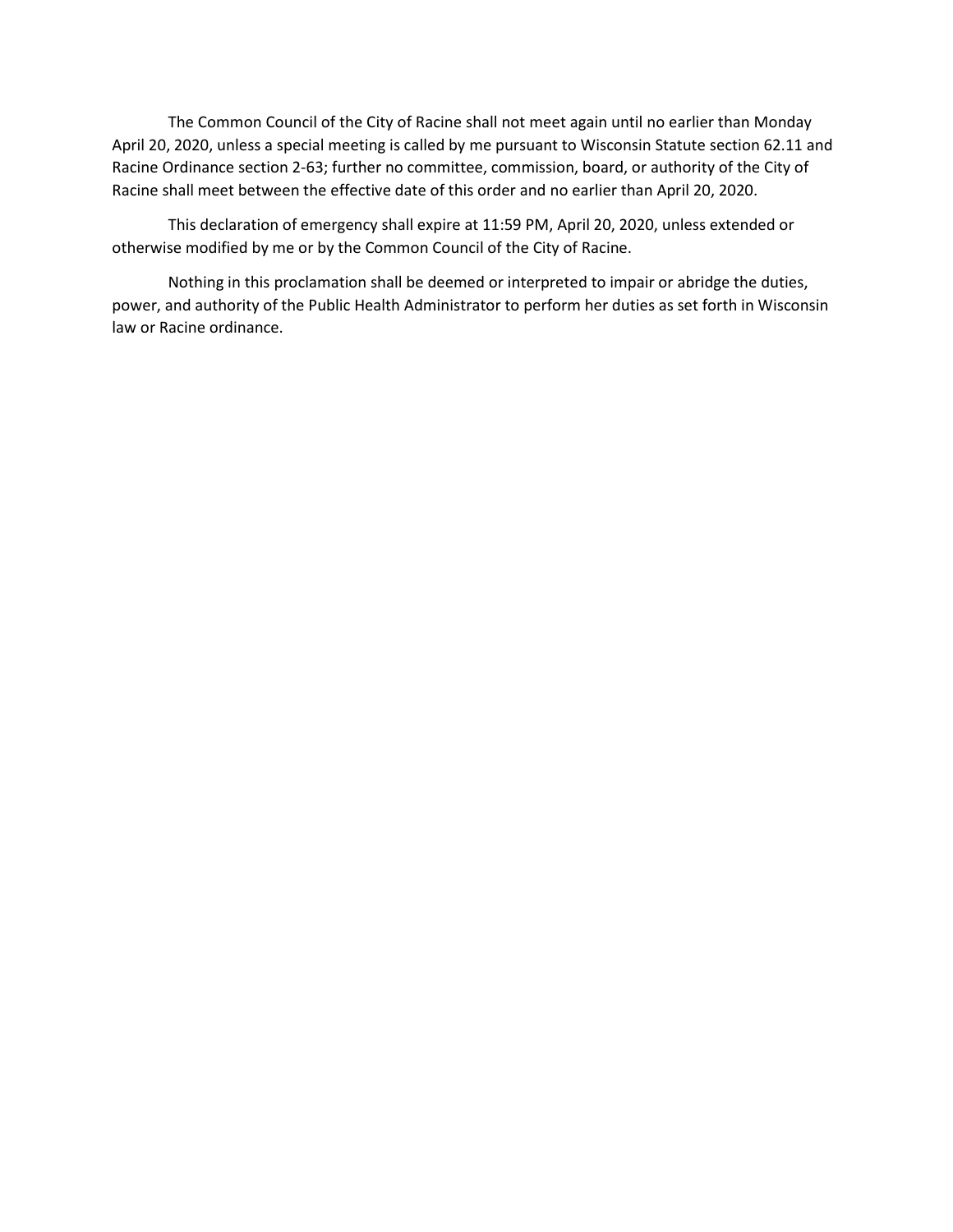The Common Council of the City of Racine shall not meet again until no earlier than Monday April 20, 2020, unless a special meeting is called by me pursuant to Wisconsin Statute section 62.11 and Racine Ordinance section 2-63; further no committee, commission, board, or authority of the City of Racine shall meet between the effective date of this order and no earlier than April 20, 2020.

This declaration of emergency shall expire at 11:59 PM, April 20, 2020, unless extended or otherwise modified by me or by the Common Council of the City of Racine.

Nothing in this proclamation shall be deemed or interpreted to impair or abridge the duties, power, and authority of the Public Health Administrator to perform her duties as set forth in Wisconsin law or Racine ordinance.